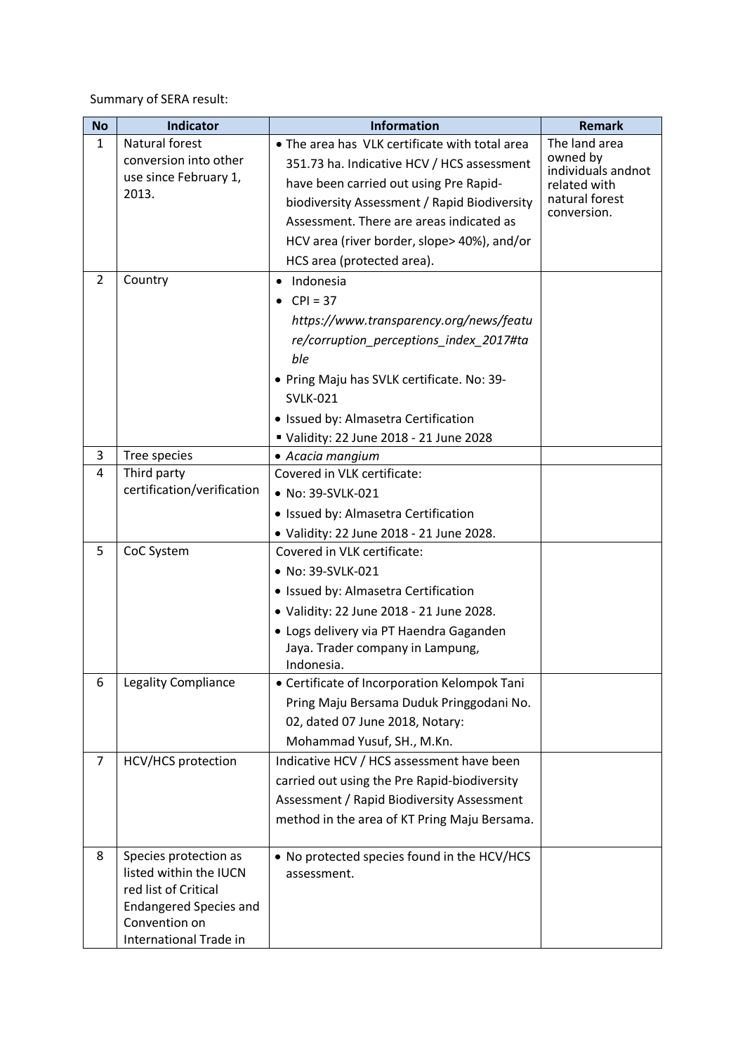Summary of SERA result:

| No | Indicator | Information | Remark |
|---|---|---|---|
| 1 | Natural forest conversion into other use since February 1, 2013. | • The area has VLK certificate with total area 351.73 ha. Indicative HCV / HCS assessment have been carried out using Pre Rapid-biodiversity Assessment / Rapid Biodiversity Assessment. There are areas indicated as HCV area (river border, slope> 40%), and/or HCS area (protected area). | The land area owned by individuals andnot related with natural forest conversion. |
| 2 | Country | • Indonesia<br>• CPI = 37 *https://www.transparency.org/news/feature/corruption_perceptions_index_2017#table*<br>• Pring Maju has SVLK certificate. No: 39-SVLK-021<br>• Issued by: Almasetra Certification<br>▪ Validity: 22 June 2018 - 21 June 2028 | |
| 3 | Tree species | • *Acacia mangium* | |
| 4 | Third party certification/verification | Covered in VLK certificate:<br>• No: 39-SVLK-021<br>• Issued by: Almasetra Certification<br>• Validity: 22 June 2018 - 21 June 2028. | |
| 5 | CoC System | Covered in VLK certificate:<br>• No: 39-SVLK-021<br>• Issued by: Almasetra Certification<br>• Validity: 22 June 2018 - 21 June 2028.<br>• Logs delivery via PT Haendra Gaganden Jaya. Trader company in Lampung, Indonesia. | |
| 6 | Legality Compliance | • Certificate of Incorporation Kelompok Tani Pring Maju Bersama Duduk Pringgodani No. 02, dated 07 June 2018, Notary: Mohammad Yusuf, SH., M.Kn. | |
| 7 | HCV/HCS protection | Indicative HCV / HCS assessment have been carried out using the Pre Rapid-biodiversity Assessment / Rapid Biodiversity Assessment method in the area of KT Pring Maju Bersama. | |
| 8 | Species protection as listed within the IUCN red list of Critical Endangered Species and Convention on International Trade in | • No protected species found in the HCV/HCS assessment. | |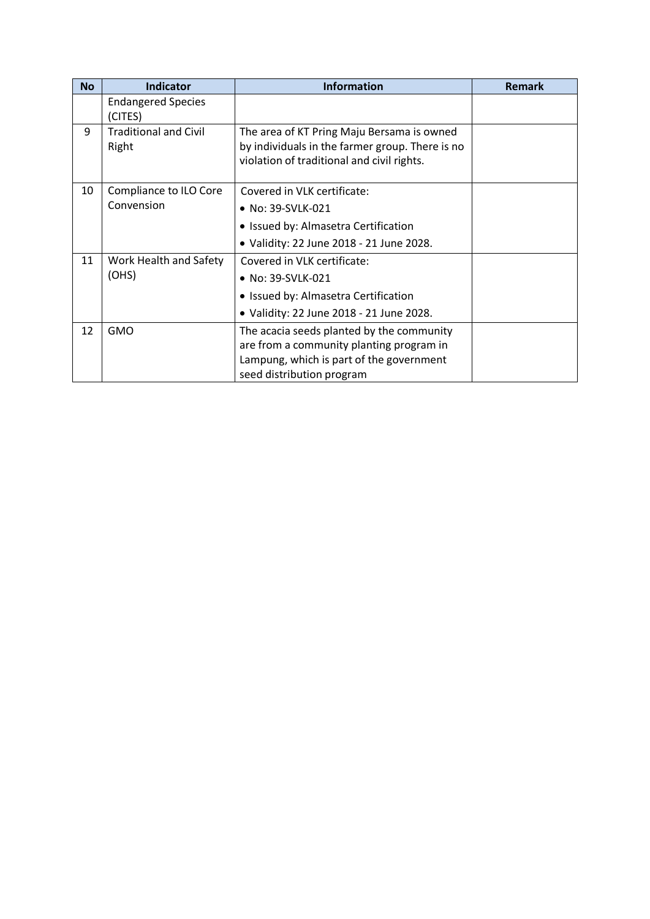| No | Indicator | Information | Remark |
|---|---|---|---|
| | Endangered Species (CITES) | | |
| 9 | Traditional and Civil Right | The area of KT Pring Maju Bersama is owned by individuals in the farmer group. There is no violation of traditional and civil rights. | |
| 10 | Compliance to ILO Core Convension | Covered in VLK certificate:<br>• No: 39-SVLK-021<br>• Issued by: Almasetra Certification<br>• Validity: 22 June 2018 - 21 June 2028. | |
| 11 | Work Health and Safety (OHS) | Covered in VLK certificate:<br>• No: 39-SVLK-021<br>• Issued by: Almasetra Certification<br>• Validity: 22 June 2018 - 21 June 2028. | |
| 12 | GMO | The acacia seeds planted by the community are from a community planting program in Lampung, which is part of the government seed distribution program | |